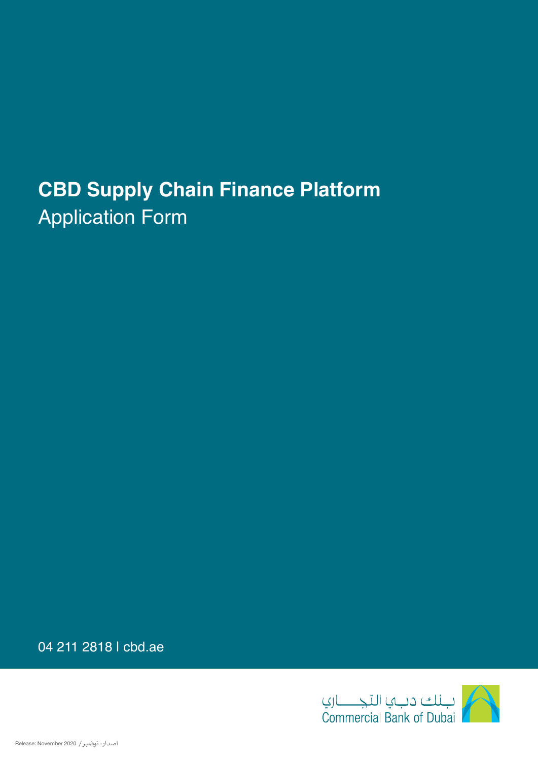# CBD Supply Chain Finance Platform

## Application Form

04 211 2818 | cbd.ae

بنك دبي التجاري
Commercial Bank of Dubai

Release: November 2020 / اصدار: نوفمبر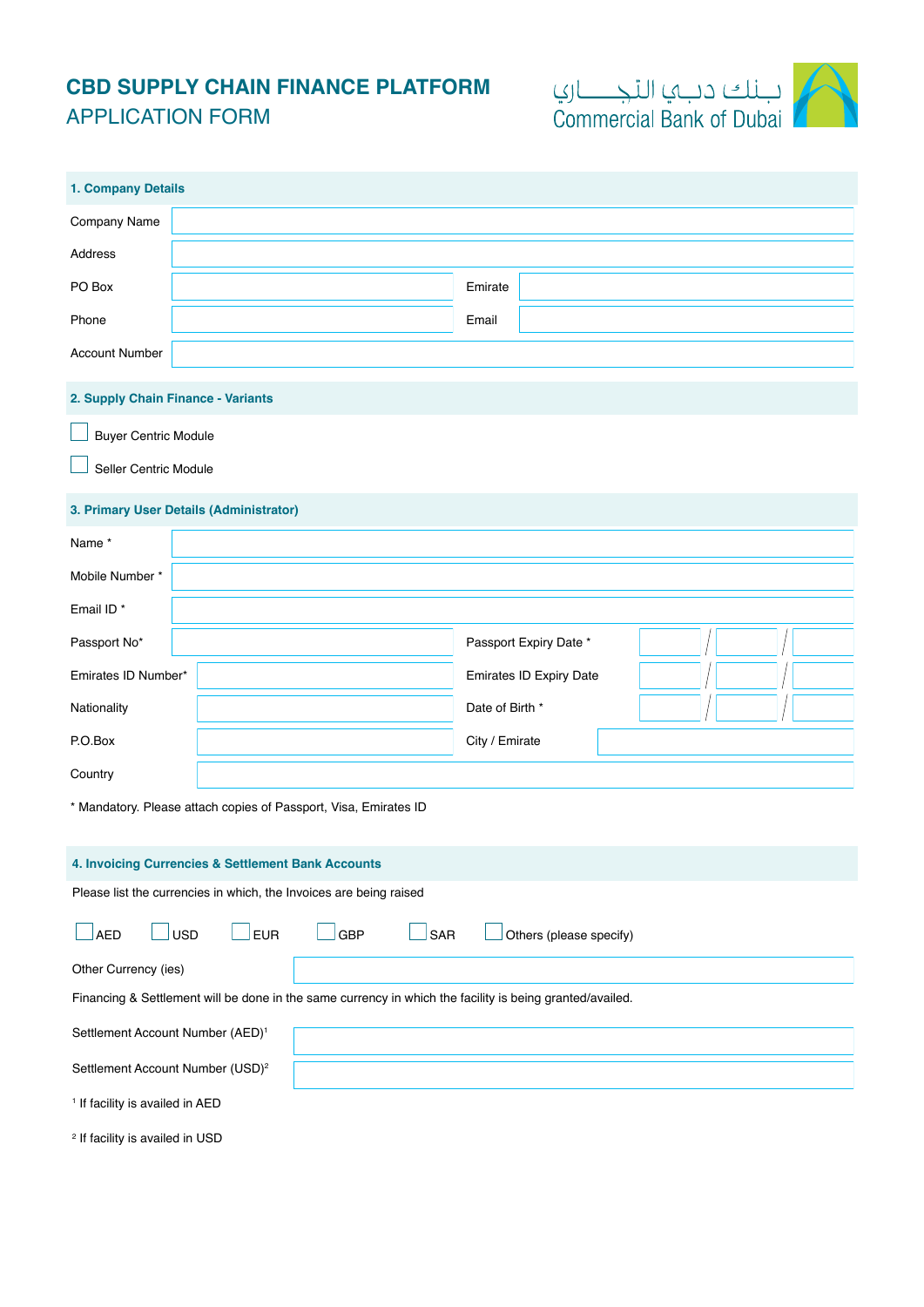# CBD SUPPLY CHAIN FINANCE PLATFORM

## APPLICATION FORM

بـنك دبـي التجـــاري
Commercial Bank of Dubai

### 1. Company Details

| | | | |
|---|---|---|---|
| Company Name | | | |
| Address | | | |
| PO Box | | Emirate | |
| Phone | | Email | |
| Account Number | | | |

### 2. Supply Chain Finance - Variants

☐ Buyer Centric Module

☐ Seller Centric Module

### 3. Primary User Details (Administrator)

| | | | |
|---|---|---|---|
| Name * | | | |
| Mobile Number * | | | |
| Email ID * | | | |
| Passport No* | | Passport Expiry Date * | / / |
| Emirates ID Number* | | Emirates ID Expiry Date | / / |
| Nationality | | Date of Birth * | / / |
| P.O.Box | | City / Emirate | |
| Country | | | |

\* Mandatory. Please attach copies of Passport, Visa, Emirates ID

### 4. Invoicing Currencies & Settlement Bank Accounts

Please list the currencies in which, the Invoices are being raised

☐ AED ☐ USD ☐ EUR ☐ GBP ☐ SAR ☐ Others (please specify)

Other Currency (ies) ____________________

Financing & Settlement will be done in the same currency in which the facility is being granted/availed.

Settlement Account Number (AED)[1] ____________________

Settlement Account Number (USD)[2] ____________________

[1] If facility is availed in AED

[2] If facility is availed in USD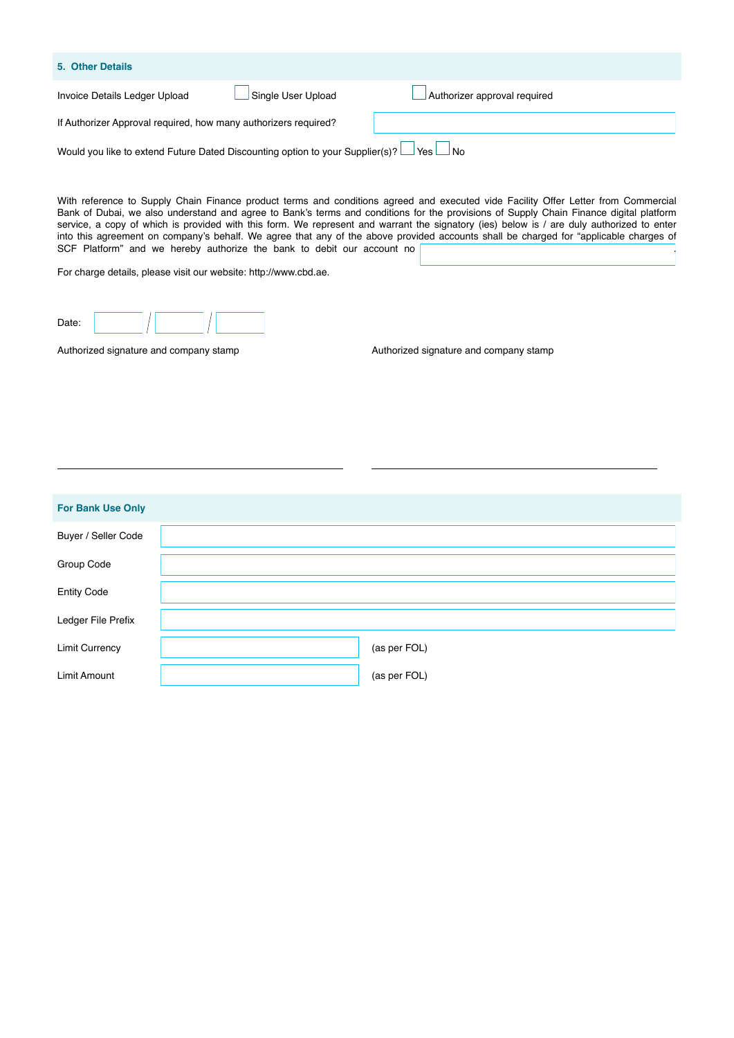## 5. Other Details

Invoice Details Ledger Upload ☐ Single User Upload ☐ Authorizer approval required

If Authorizer Approval required, how many authorizers required?

Would you like to extend Future Dated Discounting option to your Supplier(s)? ☐ Yes ☐ No

With reference to Supply Chain Finance product terms and conditions agreed and executed vide Facility Offer Letter from Commercial Bank of Dubai, we also understand and agree to Bank's terms and conditions for the provisions of Supply Chain Finance digital platform service, a copy of which is provided with this form. We represent and warrant the signatory (ies) below is / are duly authorized to enter into this agreement on company's behalf. We agree that any of the above provided accounts shall be charged for "applicable charges of SCF Platform" and we hereby authorize the bank to debit our account no

For charge details, please visit our website: http://www.cbd.ae.

Date: ____ / ____ / ____

Authorized signature and company stamp

Authorized signature and company stamp

## For Bank Use Only

| | | |
|---|---|---|
| Buyer / Seller Code | | |
| Group Code | | |
| Entity Code | | |
| Ledger File Prefix | | |
| Limit Currency | | (as per FOL) |
| Limit Amount | | (as per FOL) |